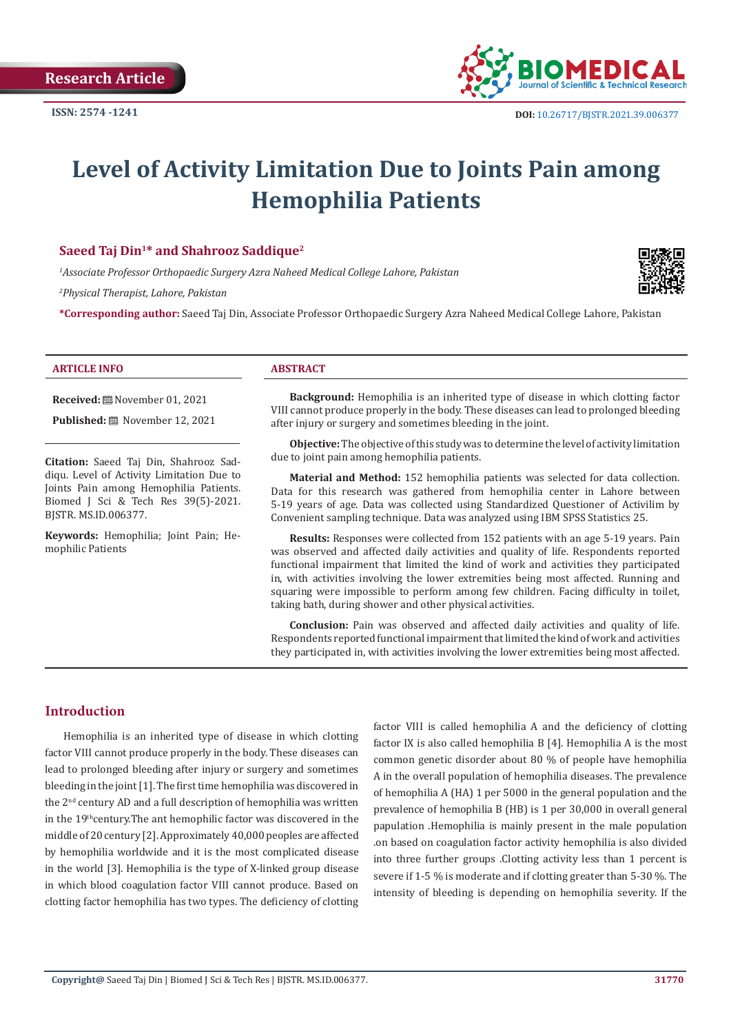Research Article

ISSN: 2574 -1241

DOI: 10.26717/BJSTR.2021.39.006377

# Level of Activity Limitation Due to Joints Pain among Hemophilia Patients

**Saeed Taj Din[1]* and Shahrooz Saddique[2]**

[1]*Associate Professor Orthopaedic Surgery Azra Naheed Medical College Lahore, Pakistan*

[2]*Physical Therapist, Lahore, Pakistan*

***Corresponding author:** Saeed Taj Din, Associate Professor Orthopaedic Surgery Azra Naheed Medical College Lahore, Pakistan

**ARTICLE INFO**

**Received:** November 01, 2021

**Published:** November 12, 2021

**Citation:** Saeed Taj Din, Shahrooz Saddiqu. Level of Activity Limitation Due to Joints Pain among Hemophilia Patients. Biomed J Sci & Tech Res 39(5)-2021. BJSTR. MS.ID.006377.

**Keywords:** Hemophilia; Joint Pain; Hemophilic Patients

**ABSTRACT**

**Background:** Hemophilia is an inherited type of disease in which clotting factor VIII cannot produce properly in the body. These diseases can lead to prolonged bleeding after injury or surgery and sometimes bleeding in the joint.

**Objective:** The objective of this study was to determine the level of activity limitation due to joint pain among hemophilia patients.

**Material and Method:** 152 hemophilia patients was selected for data collection. Data for this research was gathered from hemophilia center in Lahore between 5-19 years of age. Data was collected using Standardized Questioner of Activilim by Convenient sampling technique. Data was analyzed using IBM SPSS Statistics 25.

**Results:** Responses were collected from 152 patients with an age 5-19 years. Pain was observed and affected daily activities and quality of life. Respondents reported functional impairment that limited the kind of work and activities they participated in, with activities involving the lower extremities being most affected. Running and squaring were impossible to perform among few children. Facing difficulty in toilet, taking bath, during shower and other physical activities.

**Conclusion:** Pain was observed and affected daily activities and quality of life. Respondents reported functional impairment that limited the kind of work and activities they participated in, with activities involving the lower extremities being most affected.

## Introduction

Hemophilia is an inherited type of disease in which clotting factor VIII cannot produce properly in the body. These diseases can lead to prolonged bleeding after injury or surgery and sometimes bleeding in the joint [1]. The first time hemophilia was discovered in the 2nd century AD and a full description of hemophilia was written in the 19th century.The ant hemophilic factor was discovered in the middle of 20 century [2]. Approximately 40,000 peoples are affected by hemophilia worldwide and it is the most complicated disease in the world [3]. Hemophilia is the type of X-linked group disease in which blood coagulation factor VIII cannot produce. Based on clotting factor hemophilia has two types. The deficiency of clotting factor VIII is called hemophilia A and the deficiency of clotting factor IX is also called hemophilia B [4]. Hemophilia A is the most common genetic disorder about 80 % of people have hemophilia A in the overall population of hemophilia diseases. The prevalence of hemophilia A (HA) 1 per 5000 in the general population and the prevalence of hemophilia B (HB) is 1 per 30,000 in overall general papulation .Hemophilia is mainly present in the male population .on based on coagulation factor activity hemophilia is also divided into three further groups .Clotting activity less than 1 percent is severe if 1-5 % is moderate and if clotting greater than 5-30 %. The intensity of bleeding is depending on hemophilia severity. If the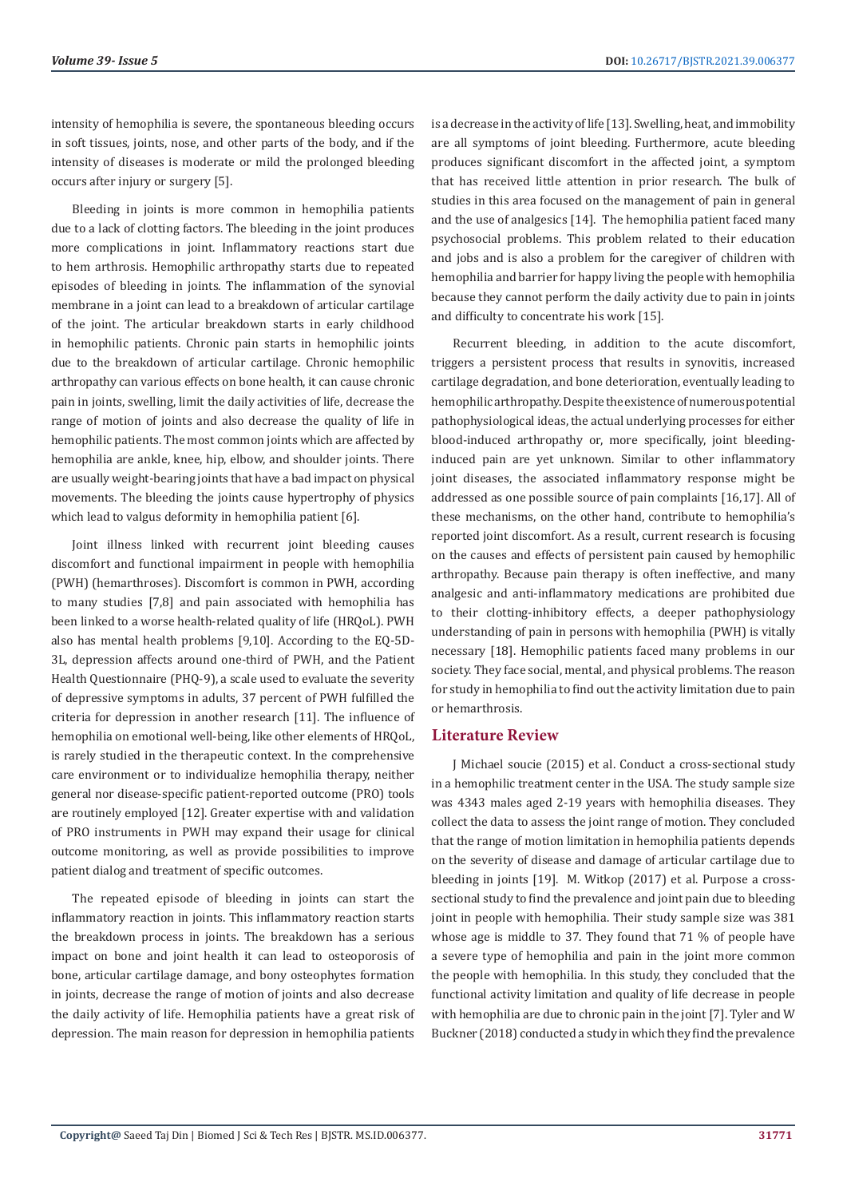intensity of hemophilia is severe, the spontaneous bleeding occurs in soft tissues, joints, nose, and other parts of the body, and if the intensity of diseases is moderate or mild the prolonged bleeding occurs after injury or surgery [5].

Bleeding in joints is more common in hemophilia patients due to a lack of clotting factors. The bleeding in the joint produces more complications in joint. Inflammatory reactions start due to hem arthrosis. Hemophilic arthropathy starts due to repeated episodes of bleeding in joints. The inflammation of the synovial membrane in a joint can lead to a breakdown of articular cartilage of the joint. The articular breakdown starts in early childhood in hemophilic patients. Chronic pain starts in hemophilic joints due to the breakdown of articular cartilage. Chronic hemophilic arthropathy can various effects on bone health, it can cause chronic pain in joints, swelling, limit the daily activities of life, decrease the range of motion of joints and also decrease the quality of life in hemophilic patients. The most common joints which are affected by hemophilia are ankle, knee, hip, elbow, and shoulder joints. There are usually weight-bearing joints that have a bad impact on physical movements. The bleeding the joints cause hypertrophy of physics which lead to valgus deformity in hemophilia patient [6].

Joint illness linked with recurrent joint bleeding causes discomfort and functional impairment in people with hemophilia (PWH) (hemarthroses). Discomfort is common in PWH, according to many studies [7,8] and pain associated with hemophilia has been linked to a worse health-related quality of life (HRQoL). PWH also has mental health problems [9,10]. According to the EQ-5D-3L, depression affects around one-third of PWH, and the Patient Health Questionnaire (PHQ-9), a scale used to evaluate the severity of depressive symptoms in adults, 37 percent of PWH fulfilled the criteria for depression in another research [11]. The influence of hemophilia on emotional well-being, like other elements of HRQoL, is rarely studied in the therapeutic context. In the comprehensive care environment or to individualize hemophilia therapy, neither general nor disease-specific patient-reported outcome (PRO) tools are routinely employed [12]. Greater expertise with and validation of PRO instruments in PWH may expand their usage for clinical outcome monitoring, as well as provide possibilities to improve patient dialog and treatment of specific outcomes.

The repeated episode of bleeding in joints can start the inflammatory reaction in joints. This inflammatory reaction starts the breakdown process in joints. The breakdown has a serious impact on bone and joint health it can lead to osteoporosis of bone, articular cartilage damage, and bony osteophytes formation in joints, decrease the range of motion of joints and also decrease the daily activity of life. Hemophilia patients have a great risk of depression. The main reason for depression in hemophilia patients is a decrease in the activity of life [13]. Swelling, heat, and immobility are all symptoms of joint bleeding. Furthermore, acute bleeding produces significant discomfort in the affected joint, a symptom that has received little attention in prior research. The bulk of studies in this area focused on the management of pain in general and the use of analgesics [14]. The hemophilia patient faced many psychosocial problems. This problem related to their education and jobs and is also a problem for the caregiver of children with hemophilia and barrier for happy living the people with hemophilia because they cannot perform the daily activity due to pain in joints and difficulty to concentrate his work [15].

Recurrent bleeding, in addition to the acute discomfort, triggers a persistent process that results in synovitis, increased cartilage degradation, and bone deterioration, eventually leading to hemophilic arthropathy. Despite the existence of numerous potential pathophysiological ideas, the actual underlying processes for either blood-induced arthropathy or, more specifically, joint bleeding-induced pain are yet unknown. Similar to other inflammatory joint diseases, the associated inflammatory response might be addressed as one possible source of pain complaints [16,17]. All of these mechanisms, on the other hand, contribute to hemophilia's reported joint discomfort. As a result, current research is focusing on the causes and effects of persistent pain caused by hemophilic arthropathy. Because pain therapy is often ineffective, and many analgesic and anti-inflammatory medications are prohibited due to their clotting-inhibitory effects, a deeper pathophysiology understanding of pain in persons with hemophilia (PWH) is vitally necessary [18]. Hemophilic patients faced many problems in our society. They face social, mental, and physical problems. The reason for study in hemophilia to find out the activity limitation due to pain or hemarthrosis.

## Literature Review

J Michael soucie (2015) et al. Conduct a cross-sectional study in a hemophilic treatment center in the USA. The study sample size was 4343 males aged 2-19 years with hemophilia diseases. They collect the data to assess the joint range of motion. They concluded that the range of motion limitation in hemophilia patients depends on the severity of disease and damage of articular cartilage due to bleeding in joints [19]. M. Witkop (2017) et al. Purpose a cross-sectional study to find the prevalence and joint pain due to bleeding joint in people with hemophilia. Their study sample size was 381 whose age is middle to 37. They found that 71 % of people have a severe type of hemophilia and pain in the joint more common the people with hemophilia. In this study, they concluded that the functional activity limitation and quality of life decrease in people with hemophilia are due to chronic pain in the joint [7]. Tyler and W Buckner (2018) conducted a study in which they find the prevalence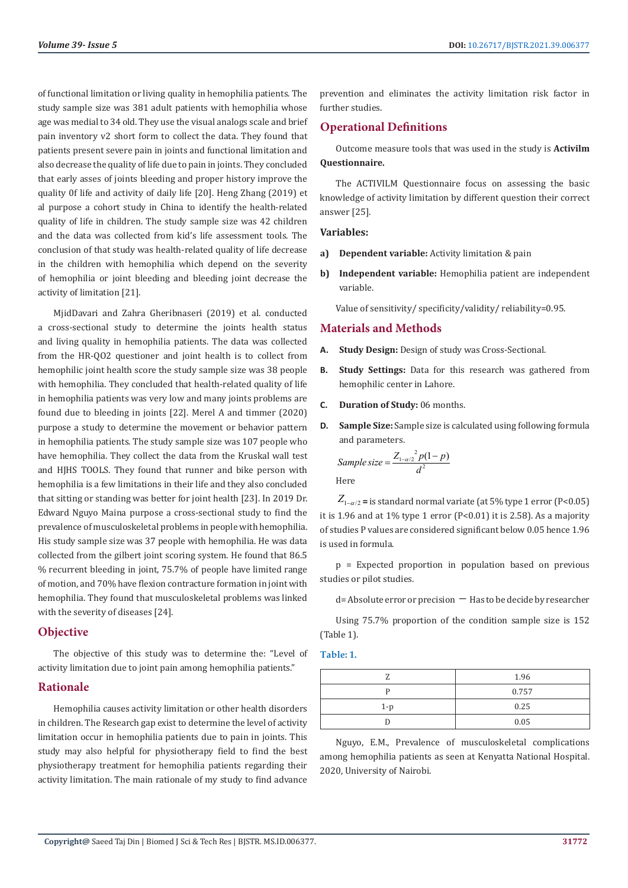of functional limitation or living quality in hemophilia patients. The study sample size was 381 adult patients with hemophilia whose age was medial to 34 old. They use the visual analogs scale and brief pain inventory v2 short form to collect the data. They found that patients present severe pain in joints and functional limitation and also decrease the quality of life due to pain in joints. They concluded that early asses of joints bleeding and proper history improve the quality 0f life and activity of daily life [20]. Heng Zhang (2019) et al purpose a cohort study in China to identify the health-related quality of life in children. The study sample size was 42 children and the data was collected from kid's life assessment tools. The conclusion of that study was health-related quality of life decrease in the children with hemophilia which depend on the severity of hemophilia or joint bleeding and bleeding joint decrease the activity of limitation [21].

MjidDavari and Zahra Gheribnaseri (2019) et al. conducted a cross-sectional study to determine the joints health status and living quality in hemophilia patients. The data was collected from the HR-QO2 questioner and joint health is to collect from hemophilic joint health score the study sample size was 38 people with hemophilia. They concluded that health-related quality of life in hemophilia patients was very low and many joints problems are found due to bleeding in joints [22]. Merel A and timmer (2020) purpose a study to determine the movement or behavior pattern in hemophilia patients. The study sample size was 107 people who have hemophilia. They collect the data from the Kruskal wall test and HJHS TOOLS. They found that runner and bike person with hemophilia is a few limitations in their life and they also concluded that sitting or standing was better for joint health [23]. In 2019 Dr. Edward Nguyo Maina purpose a cross-sectional study to find the prevalence of musculoskeletal problems in people with hemophilia. His study sample size was 37 people with hemophilia. He was data collected from the gilbert joint scoring system. He found that 86.5 % recurrent bleeding in joint, 75.7% of people have limited range of motion, and 70% have flexion contracture formation in joint with hemophilia. They found that musculoskeletal problems was linked with the severity of diseases [24].

## Objective

The objective of this study was to determine the: "Level of activity limitation due to joint pain among hemophilia patients."

## Rationale

Hemophilia causes activity limitation or other health disorders in children. The Research gap exist to determine the level of activity limitation occur in hemophilia patients due to pain in joints. This study may also helpful for physiotherapy field to find the best physiotherapy treatment for hemophilia patients regarding their activity limitation. The main rationale of my study to find advance prevention and eliminates the activity limitation risk factor in further studies.

## Operational Definitions

Outcome measure tools that was used in the study is **Activilm Questionnaire.**

The ACTIVILM Questionnaire focus on assessing the basic knowledge of activity limitation by different question their correct answer [25].

### Variables:

a) **Dependent variable:** Activity limitation & pain

b) **Independent variable:** Hemophilia patient are independent variable.

Value of sensitivity/ specificity/validity/ reliability=0.95.

## Materials and Methods

A. **Study Design:** Design of study was Cross-Sectional.

B. **Study Settings:** Data for this research was gathered from hemophilic center in Lahore.

C. **Duration of Study:** 06 months.

D. **Sample Size:** Sample size is calculated using following formula and parameters.

$$Sample\,size = \frac{Z_{1-\alpha/2}{}^{2}\,p(1-p)}{d^{2}}$$

Here

$Z_{1-\alpha/2}$ **=** is standard normal variate (at 5% type 1 error (P<0.05) it is 1.96 and at 1% type 1 error (P<0.01) it is 2.58). As a majority of studies P values are considered significant below 0.05 hence 1.96 is used in formula.

p = Expected proportion in population based on previous studies or pilot studies.

d= Absolute error or precision — Has to be decide by researcher

Using 75.7% proportion of the condition sample size is 152 (Table 1).

**Table: 1.**

| | |
|---|---|
| Z | 1.96 |
| P | 0.757 |
| 1-p | 0.25 |
| D | 0.05 |

Nguyo, E.M., Prevalence of musculoskeletal complications among hemophilia patients as seen at Kenyatta National Hospital. 2020, University of Nairobi.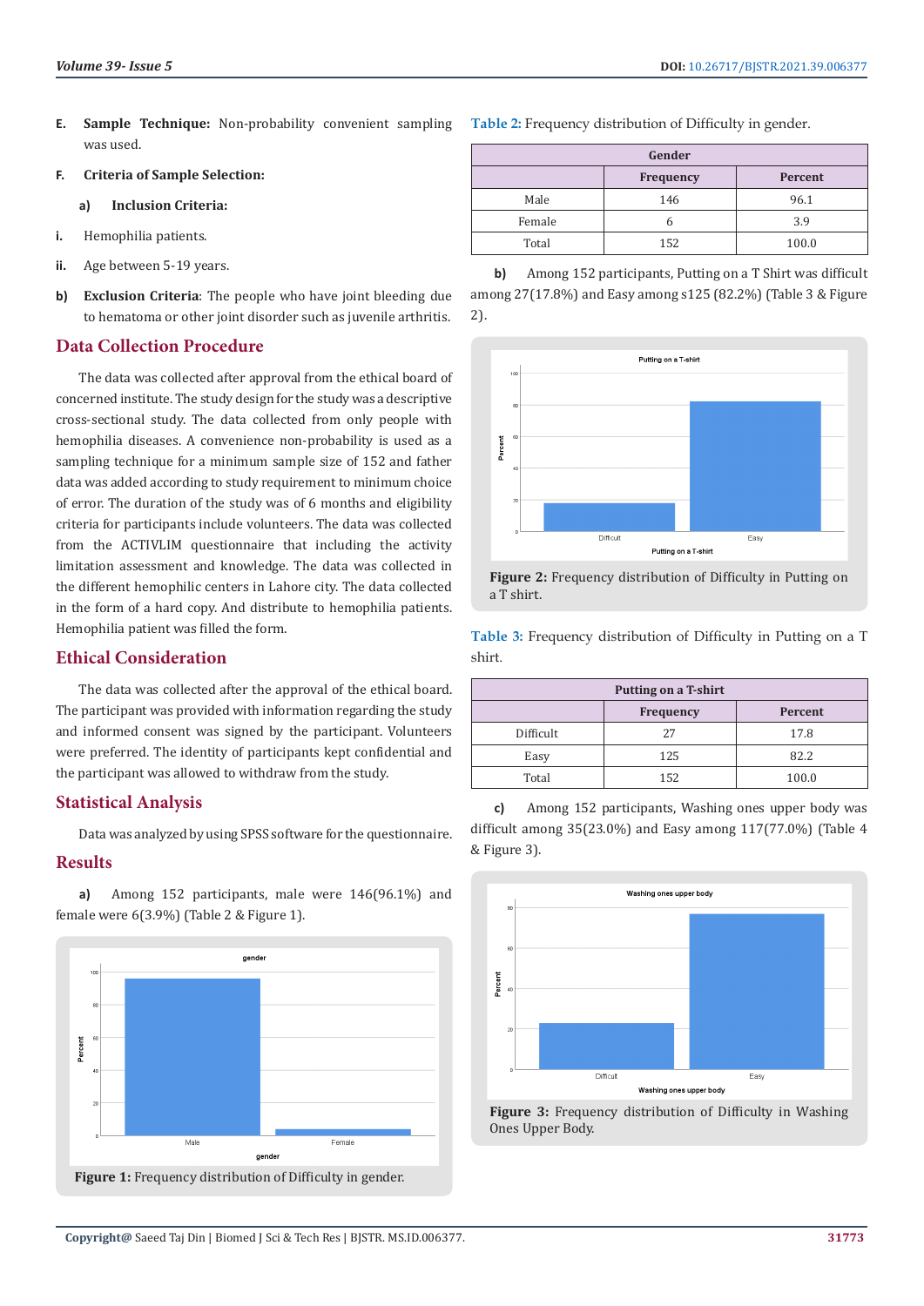**E. Sample Technique:** Non-probability convenient sampling was used.

**F. Criteria of Sample Selection:**

**a) Inclusion Criteria:**

i. Hemophilia patients.

ii. Age between 5-19 years.

**b) Exclusion Criteria**: The people who have joint bleeding due to hematoma or other joint disorder such as juvenile arthritis.

## Data Collection Procedure

The data was collected after approval from the ethical board of concerned institute. The study design for the study was a descriptive cross-sectional study. The data collected from only people with hemophilia diseases. A convenience non-probability is used as a sampling technique for a minimum sample size of 152 and father data was added according to study requirement to minimum choice of error. The duration of the study was of 6 months and eligibility criteria for participants include volunteers. The data was collected from the ACTIVLIM questionnaire that including the activity limitation assessment and knowledge. The data was collected in the different hemophilic centers in Lahore city. The data collected in the form of a hard copy. And distribute to hemophilia patients. Hemophilia patient was filled the form.

## Ethical Consideration

The data was collected after the approval of the ethical board. The participant was provided with information regarding the study and informed consent was signed by the participant. Volunteers were preferred. The identity of participants kept confidential and the participant was allowed to withdraw from the study.

## Statistical Analysis

Data was analyzed by using SPSS software for the questionnaire.

## Results

**a)** Among 152 participants, male were 146(96.1%) and female were 6(3.9%) (Table 2 & Figure 1).

Figure 1: Frequency distribution of Difficulty in gender.

Table 2: Frequency distribution of Difficulty in gender.

| Gender | | |
|---|---|---|
| | Frequency | Percent |
| Male | 146 | 96.1 |
| Female | 6 | 3.9 |
| Total | 152 | 100.0 |

**b)** Among 152 participants, Putting on a T Shirt was difficult among 27(17.8%) and Easy among s125 (82.2%) (Table 3 & Figure 2).

Figure 2: Frequency distribution of Difficulty in Putting on a T shirt.

Table 3: Frequency distribution of Difficulty in Putting on a T shirt.

| Putting on a T-shirt | | |
|---|---|---|
| | Frequency | Percent |
| Difficult | 27 | 17.8 |
| Easy | 125 | 82.2 |
| Total | 152 | 100.0 |

**c)** Among 152 participants, Washing ones upper body was difficult among 35(23.0%) and Easy among 117(77.0%) (Table 4 & Figure 3).

Figure 3: Frequency distribution of Difficulty in Washing Ones Upper Body.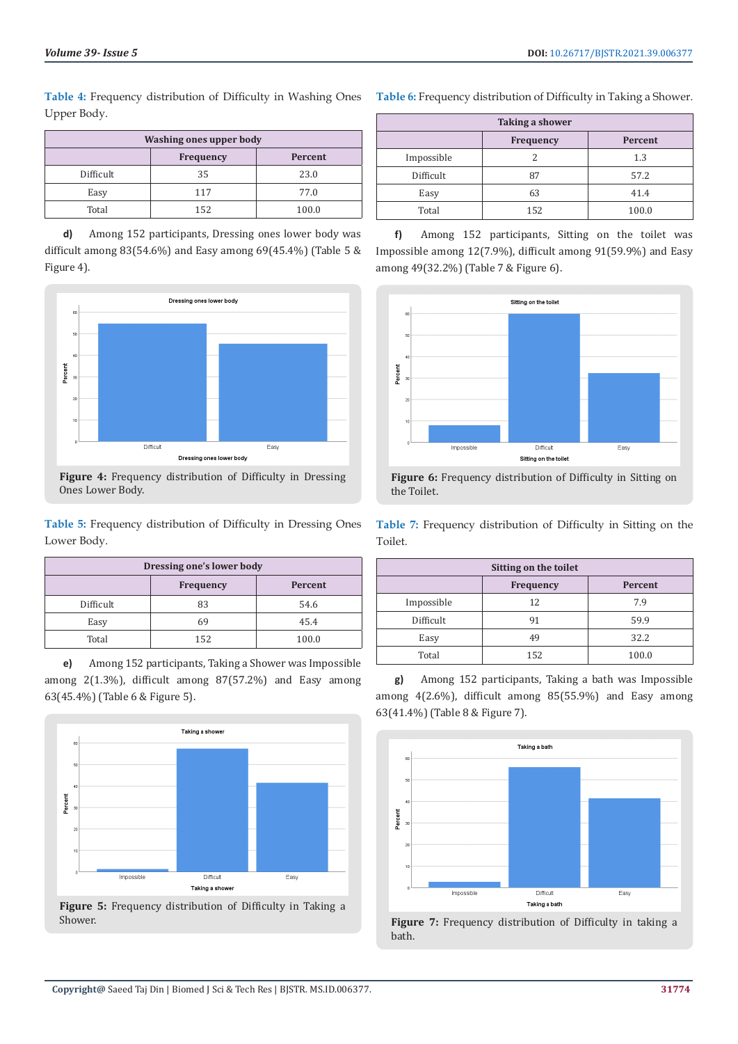Table 4: Frequency distribution of Difficulty in Washing Ones Upper Body.

| Washing ones upper body | | |
|---|---|---|
| | Frequency | Percent |
| Difficult | 35 | 23.0 |
| Easy | 117 | 77.0 |
| Total | 152 | 100.0 |

**d)** Among 152 participants, Dressing ones lower body was difficult among 83(54.6%) and Easy among 69(45.4%) (Table 5 & Figure 4).

Figure 4: Frequency distribution of Difficulty in Dressing Ones Lower Body.

Table 5: Frequency distribution of Difficulty in Dressing Ones Lower Body.

| Dressing one's lower body | | |
|---|---|---|
| | Frequency | Percent |
| Difficult | 83 | 54.6 |
| Easy | 69 | 45.4 |
| Total | 152 | 100.0 |

**e)** Among 152 participants, Taking a Shower was Impossible among 2(1.3%), difficult among 87(57.2%) and Easy among 63(45.4%) (Table 6 & Figure 5).

Figure 5: Frequency distribution of Difficulty in Taking a Shower.

Table 6: Frequency distribution of Difficulty in Taking a Shower.

| Taking a shower | | |
|---|---|---|
| | Frequency | Percent |
| Impossible | 2 | 1.3 |
| Difficult | 87 | 57.2 |
| Easy | 63 | 41.4 |
| Total | 152 | 100.0 |

**f)** Among 152 participants, Sitting on the toilet was Impossible among 12(7.9%), difficult among 91(59.9%) and Easy among 49(32.2%) (Table 7 & Figure 6).

Figure 6: Frequency distribution of Difficulty in Sitting on the Toilet.

Table 7: Frequency distribution of Difficulty in Sitting on the Toilet.

| Sitting on the toilet | | |
|---|---|---|
| | Frequency | Percent |
| Impossible | 12 | 7.9 |
| Difficult | 91 | 59.9 |
| Easy | 49 | 32.2 |
| Total | 152 | 100.0 |

**g)** Among 152 participants, Taking a bath was Impossible among 4(2.6%), difficult among 85(55.9%) and Easy among 63(41.4%) (Table 8 & Figure 7).

Figure 7: Frequency distribution of Difficulty in taking a bath.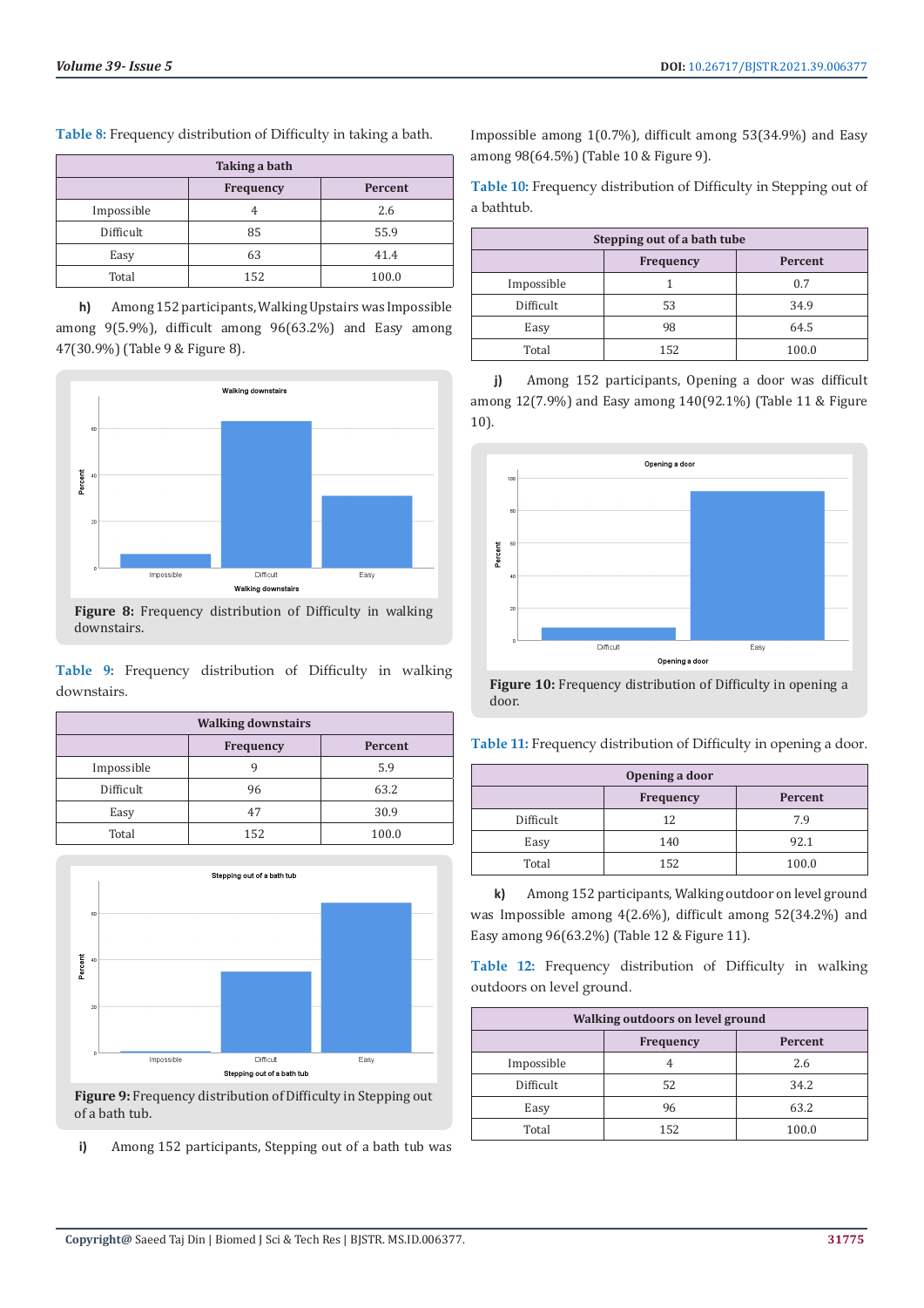Table 8: Frequency distribution of Difficulty in taking a bath.

| Taking a bath | | |
|---|---|---|
| | Frequency | Percent |
| Impossible | 4 | 2.6 |
| Difficult | 85 | 55.9 |
| Easy | 63 | 41.4 |
| Total | 152 | 100.0 |

**h)** Among 152 participants, Walking Upstairs was Impossible among 9(5.9%), difficult among 96(63.2%) and Easy among 47(30.9%) (Table 9 & Figure 8).

**Figure 8:** Frequency distribution of Difficulty in walking downstairs.

Table 9: Frequency distribution of Difficulty in walking downstairs.

| Walking downstairs | | |
|---|---|---|
| | Frequency | Percent |
| Impossible | 9 | 5.9 |
| Difficult | 96 | 63.2 |
| Easy | 47 | 30.9 |
| Total | 152 | 100.0 |

**Figure 9:** Frequency distribution of Difficulty in Stepping out of a bath tub.

**i)** Among 152 participants, Stepping out of a bath tub was Impossible among 1(0.7%), difficult among 53(34.9%) and Easy among 98(64.5%) (Table 10 & Figure 9).

Table 10: Frequency distribution of Difficulty in Stepping out of a bathtub.

| Stepping out of a bath tube | | |
|---|---|---|
| | Frequency | Percent |
| Impossible | 1 | 0.7 |
| Difficult | 53 | 34.9 |
| Easy | 98 | 64.5 |
| Total | 152 | 100.0 |

**j)** Among 152 participants, Opening a door was difficult among 12(7.9%) and Easy among 140(92.1%) (Table 11 & Figure 10).

**Figure 10:** Frequency distribution of Difficulty in opening a door.

Table 11: Frequency distribution of Difficulty in opening a door.

| Opening a door | | |
|---|---|---|
| | Frequency | Percent |
| Difficult | 12 | 7.9 |
| Easy | 140 | 92.1 |
| Total | 152 | 100.0 |

**k)** Among 152 participants, Walking outdoor on level ground was Impossible among 4(2.6%), difficult among 52(34.2%) and Easy among 96(63.2%) (Table 12 & Figure 11).

Table 12: Frequency distribution of Difficulty in walking outdoors on level ground.

| Walking outdoors on level ground | | |
|---|---|---|
| | Frequency | Percent |
| Impossible | 4 | 2.6 |
| Difficult | 52 | 34.2 |
| Easy | 96 | 63.2 |
| Total | 152 | 100.0 |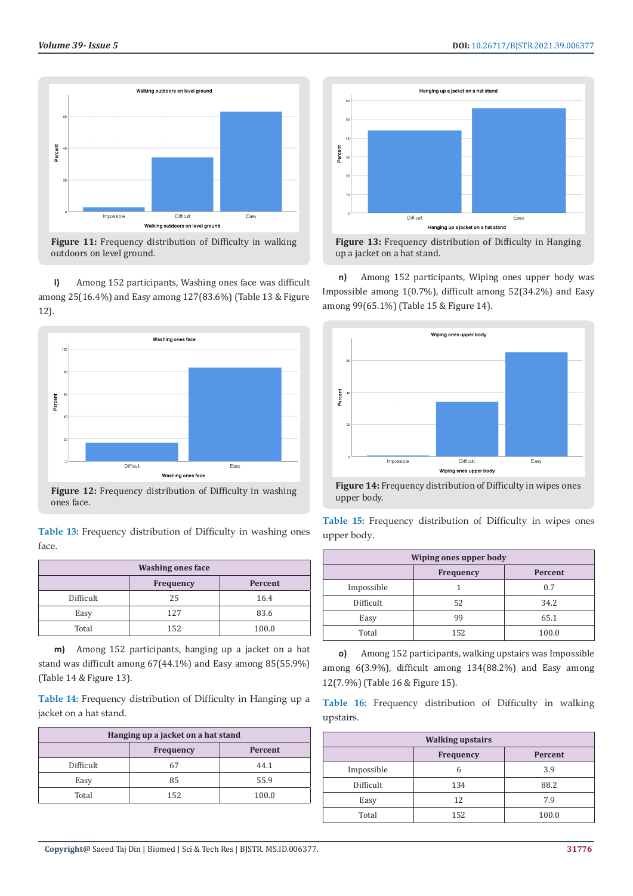Figure 11: Frequency distribution of Difficulty in walking outdoors on level ground.

l) Among 152 participants, Washing ones face was difficult among 25(16.4%) and Easy among 127(83.6%) (Table 13 & Figure 12).

Figure 12: Frequency distribution of Difficulty in washing ones face.

Table 13: Frequency distribution of Difficulty in washing ones face.

| Washing ones face | | |
|---|---|---|
| | Frequency | Percent |
| Difficult | 25 | 16.4 |
| Easy | 127 | 83.6 |
| Total | 152 | 100.0 |

m) Among 152 participants, hanging up a jacket on a hat stand was difficult among 67(44.1%) and Easy among 85(55.9%) (Table 14 & Figure 13).

Table 14: Frequency distribution of Difficulty in Hanging up a jacket on a hat stand.

| Hanging up a jacket on a hat stand | | |
|---|---|---|
| | Frequency | Percent |
| Difficult | 67 | 44.1 |
| Easy | 85 | 55.9 |
| Total | 152 | 100.0 |

Figure 13: Frequency distribution of Difficulty in Hanging up a jacket on a hat stand.

n) Among 152 participants, Wiping ones upper body was Impossible among 1(0.7%), difficult among 52(34.2%) and Easy among 99(65.1%) (Table 15 & Figure 14).

Figure 14: Frequency distribution of Difficulty in wipes ones upper body.

Table 15: Frequency distribution of Difficulty in wipes ones upper body.

| Wiping ones upper body | | |
|---|---|---|
| | Frequency | Percent |
| Impossible | 1 | 0.7 |
| Difficult | 52 | 34.2 |
| Easy | 99 | 65.1 |
| Total | 152 | 100.0 |

o) Among 152 participants, walking upstairs was Impossible among 6(3.9%), difficult among 134(88.2%) and Easy among 12(7.9%) (Table 16 & Figure 15).

Table 16: Frequency distribution of Difficulty in walking upstairs.

| Walking upstairs | | |
|---|---|---|
| | Frequency | Percent |
| Impossible | 6 | 3.9 |
| Difficult | 134 | 88.2 |
| Easy | 12 | 7.9 |
| Total | 152 | 100.0 |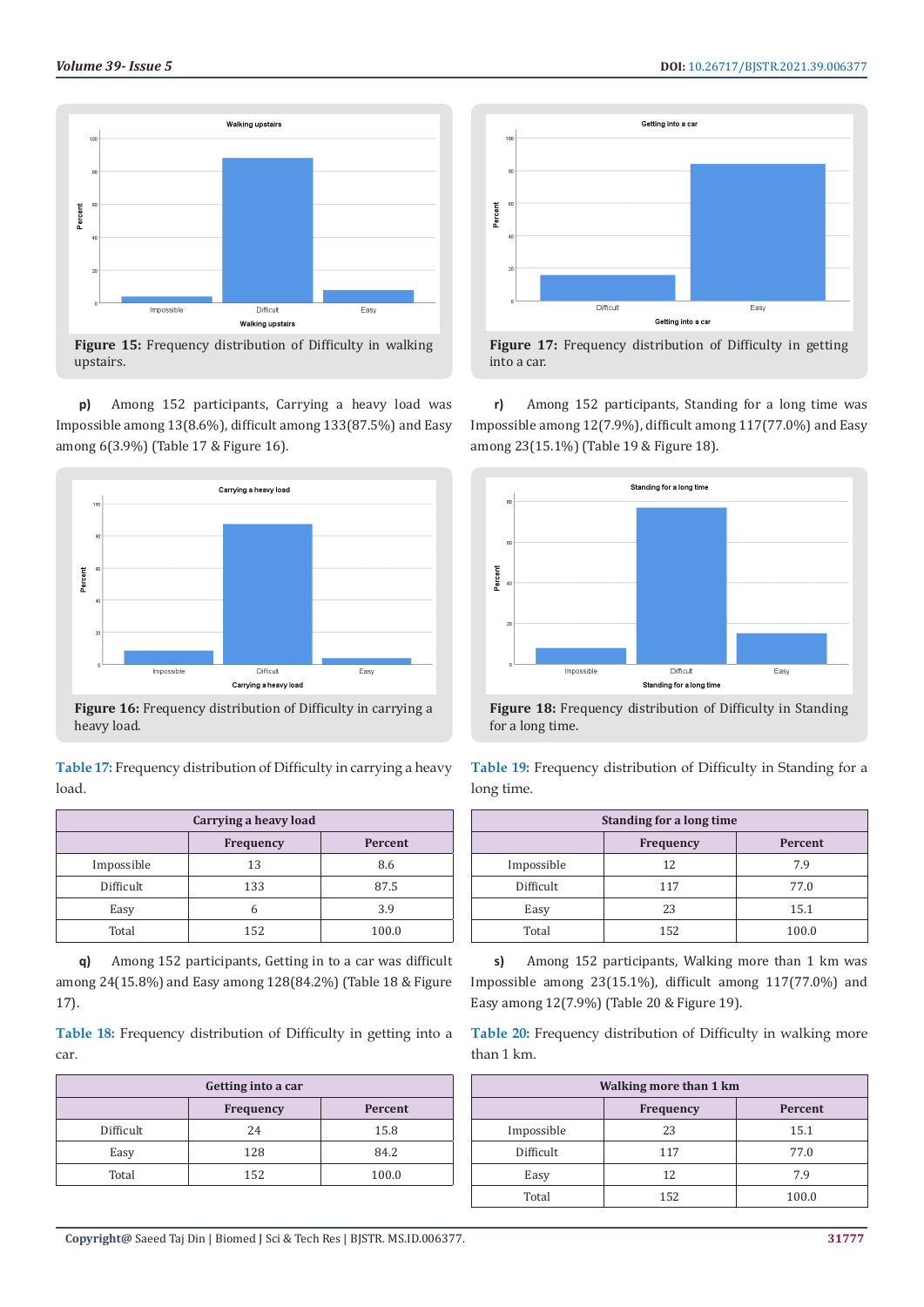Figure 15: Frequency distribution of Difficulty in walking upstairs.

p) Among 152 participants, Carrying a heavy load was Impossible among 13(8.6%), difficult among 133(87.5%) and Easy among 6(3.9%) (Table 17 & Figure 16).

Figure 16: Frequency distribution of Difficulty in carrying a heavy load.

Table 17: Frequency distribution of Difficulty in carrying a heavy load.

| Carrying a heavy load | | |
|---|---|---|
| | Frequency | Percent |
| Impossible | 13 | 8.6 |
| Difficult | 133 | 87.5 |
| Easy | 6 | 3.9 |
| Total | 152 | 100.0 |

q) Among 152 participants, Getting in to a car was difficult among 24(15.8%) and Easy among 128(84.2%) (Table 18 & Figure 17).

Table 18: Frequency distribution of Difficulty in getting into a car.

| Getting into a car | | |
|---|---|---|
| | Frequency | Percent |
| Difficult | 24 | 15.8 |
| Easy | 128 | 84.2 |
| Total | 152 | 100.0 |

Figure 17: Frequency distribution of Difficulty in getting into a car.

r) Among 152 participants, Standing for a long time was Impossible among 12(7.9%), difficult among 117(77.0%) and Easy among 23(15.1%) (Table 19 & Figure 18).

Figure 18: Frequency distribution of Difficulty in Standing for a long time.

Table 19: Frequency distribution of Difficulty in Standing for a long time.

| Standing for a long time | | |
|---|---|---|
| | Frequency | Percent |
| Impossible | 12 | 7.9 |
| Difficult | 117 | 77.0 |
| Easy | 23 | 15.1 |
| Total | 152 | 100.0 |

s) Among 152 participants, Walking more than 1 km was Impossible among 23(15.1%), difficult among 117(77.0%) and Easy among 12(7.9%) (Table 20 & Figure 19).

Table 20: Frequency distribution of Difficulty in walking more than 1 km.

| Walking more than 1 km | | |
|---|---|---|
| | Frequency | Percent |
| Impossible | 23 | 15.1 |
| Difficult | 117 | 77.0 |
| Easy | 12 | 7.9 |
| Total | 152 | 100.0 |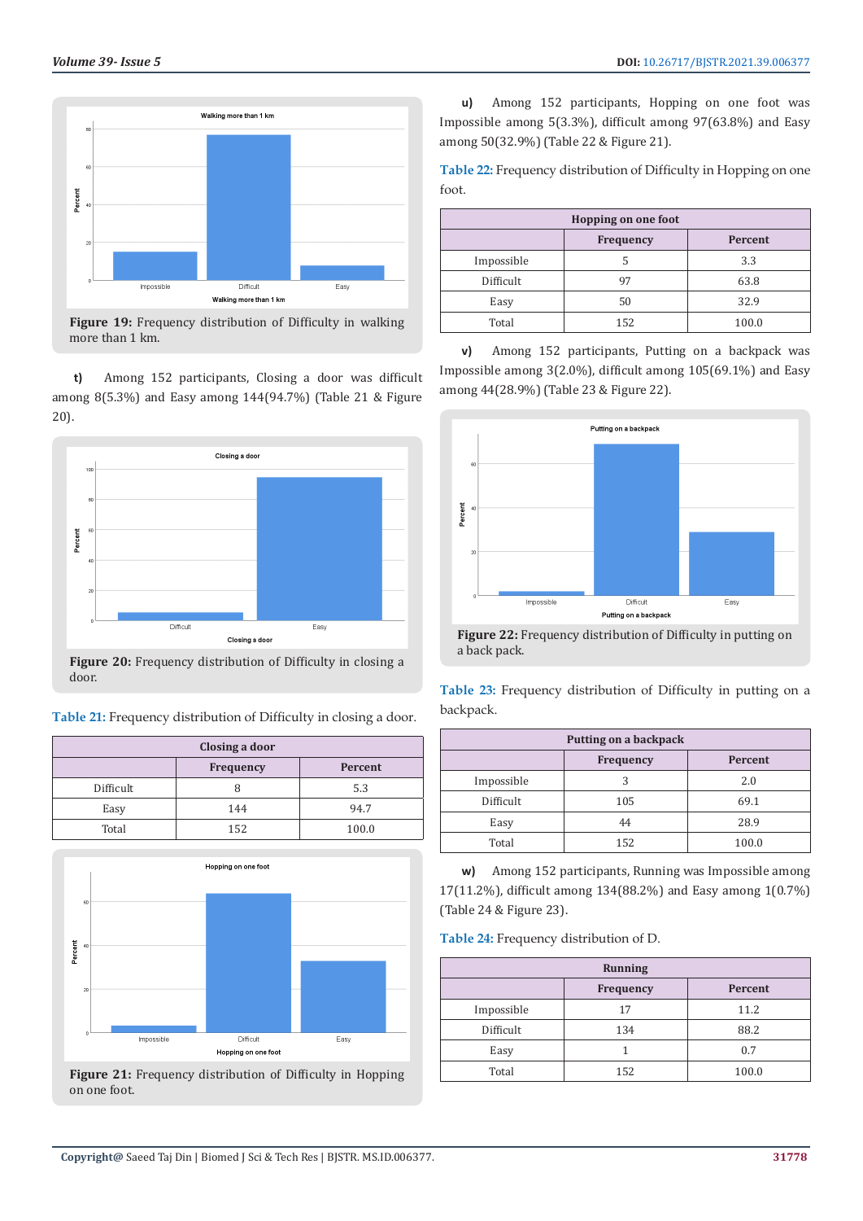Figure 19: Frequency distribution of Difficulty in walking more than 1 km.

t) Among 152 participants, Closing a door was difficult among 8(5.3%) and Easy among 144(94.7%) (Table 21 & Figure 20).

Figure 20: Frequency distribution of Difficulty in closing a door.

Table 21: Frequency distribution of Difficulty in closing a door.

| Closing a door | | |
|---|---|---|
| | Frequency | Percent |
| Difficult | 8 | 5.3 |
| Easy | 144 | 94.7 |
| Total | 152 | 100.0 |

Figure 21: Frequency distribution of Difficulty in Hopping on one foot.

u) Among 152 participants, Hopping on one foot was Impossible among 5(3.3%), difficult among 97(63.8%) and Easy among 50(32.9%) (Table 22 & Figure 21).

Table 22: Frequency distribution of Difficulty in Hopping on one foot.

| Hopping on one foot | | |
|---|---|---|
| | Frequency | Percent |
| Impossible | 5 | 3.3 |
| Difficult | 97 | 63.8 |
| Easy | 50 | 32.9 |
| Total | 152 | 100.0 |

v) Among 152 participants, Putting on a backpack was Impossible among 3(2.0%), difficult among 105(69.1%) and Easy among 44(28.9%) (Table 23 & Figure 22).

Figure 22: Frequency distribution of Difficulty in putting on a back pack.

Table 23: Frequency distribution of Difficulty in putting on a backpack.

| Putting on a backpack | | |
|---|---|---|
| | Frequency | Percent |
| Impossible | 3 | 2.0 |
| Difficult | 105 | 69.1 |
| Easy | 44 | 28.9 |
| Total | 152 | 100.0 |

w) Among 152 participants, Running was Impossible among 17(11.2%), difficult among 134(88.2%) and Easy among 1(0.7%) (Table 24 & Figure 23).

Table 24: Frequency distribution of D.

| Running | | |
|---|---|---|
| | Frequency | Percent |
| Impossible | 17 | 11.2 |
| Difficult | 134 | 88.2 |
| Easy | 1 | 0.7 |
| Total | 152 | 100.0 |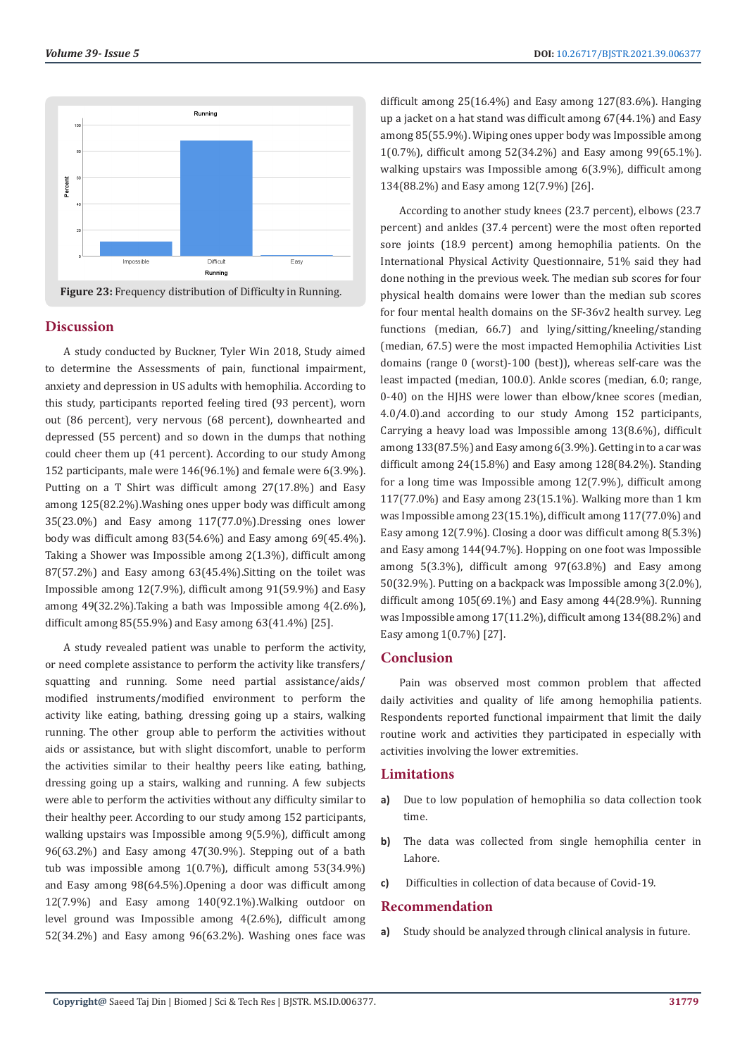Figure 23: Frequency distribution of Difficulty in Running.

## Discussion

A study conducted by Buckner, Tyler Win 2018, Study aimed to determine the Assessments of pain, functional impairment, anxiety and depression in US adults with hemophilia. According to this study, participants reported feeling tired (93 percent), worn out (86 percent), very nervous (68 percent), downhearted and depressed (55 percent) and so down in the dumps that nothing could cheer them up (41 percent). According to our study Among 152 participants, male were 146(96.1%) and female were 6(3.9%). Putting on a T Shirt was difficult among 27(17.8%) and Easy among 125(82.2%).Washing ones upper body was difficult among 35(23.0%) and Easy among 117(77.0%).Dressing ones lower body was difficult among 83(54.6%) and Easy among 69(45.4%). Taking a Shower was Impossible among 2(1.3%), difficult among 87(57.2%) and Easy among 63(45.4%).Sitting on the toilet was Impossible among 12(7.9%), difficult among 91(59.9%) and Easy among 49(32.2%).Taking a bath was Impossible among 4(2.6%), difficult among 85(55.9%) and Easy among 63(41.4%) [25].

A study revealed patient was unable to perform the activity, or need complete assistance to perform the activity like transfers/ squatting and running. Some need partial assistance/aids/ modified instruments/modified environment to perform the activity like eating, bathing, dressing going up a stairs, walking running. The other group able to perform the activities without aids or assistance, but with slight discomfort, unable to perform the activities similar to their healthy peers like eating, bathing, dressing going up a stairs, walking and running. A few subjects were able to perform the activities without any difficulty similar to their healthy peer. According to our study among 152 participants, walking upstairs was Impossible among 9(5.9%), difficult among 96(63.2%) and Easy among 47(30.9%). Stepping out of a bath tub was impossible among 1(0.7%), difficult among 53(34.9%) and Easy among 98(64.5%).Opening a door was difficult among 12(7.9%) and Easy among 140(92.1%).Walking outdoor on level ground was Impossible among 4(2.6%), difficult among 52(34.2%) and Easy among 96(63.2%). Washing ones face was difficult among 25(16.4%) and Easy among 127(83.6%). Hanging up a jacket on a hat stand was difficult among 67(44.1%) and Easy among 85(55.9%). Wiping ones upper body was Impossible among 1(0.7%), difficult among 52(34.2%) and Easy among 99(65.1%). walking upstairs was Impossible among 6(3.9%), difficult among 134(88.2%) and Easy among 12(7.9%) [26].

According to another study knees (23.7 percent), elbows (23.7 percent) and ankles (37.4 percent) were the most often reported sore joints (18.9 percent) among hemophilia patients. On the International Physical Activity Questionnaire, 51% said they had done nothing in the previous week. The median sub scores for four physical health domains were lower than the median sub scores for four mental health domains on the SF-36v2 health survey. Leg functions (median, 66.7) and lying/sitting/kneeling/standing (median, 67.5) were the most impacted Hemophilia Activities List domains (range 0 (worst)-100 (best)), whereas self-care was the least impacted (median, 100.0). Ankle scores (median, 6.0; range, 0-40) on the HJHS were lower than elbow/knee scores (median, 4.0/4.0).and according to our study Among 152 participants, Carrying a heavy load was Impossible among 13(8.6%), difficult among 133(87.5%) and Easy among 6(3.9%). Getting in to a car was difficult among 24(15.8%) and Easy among 128(84.2%). Standing for a long time was Impossible among 12(7.9%), difficult among 117(77.0%) and Easy among 23(15.1%). Walking more than 1 km was Impossible among 23(15.1%), difficult among 117(77.0%) and Easy among 12(7.9%). Closing a door was difficult among 8(5.3%) and Easy among 144(94.7%). Hopping on one foot was Impossible among 5(3.3%), difficult among 97(63.8%) and Easy among 50(32.9%). Putting on a backpack was Impossible among 3(2.0%), difficult among 105(69.1%) and Easy among 44(28.9%). Running was Impossible among 17(11.2%), difficult among 134(88.2%) and Easy among 1(0.7%) [27].

## Conclusion

Pain was observed most common problem that affected daily activities and quality of life among hemophilia patients. Respondents reported functional impairment that limit the daily routine work and activities they participated in especially with activities involving the lower extremities.

## Limitations

a) Due to low population of hemophilia so data collection took time.

b) The data was collected from single hemophilia center in Lahore.

c) Difficulties in collection of data because of Covid-19.

## Recommendation

a) Study should be analyzed through clinical analysis in future.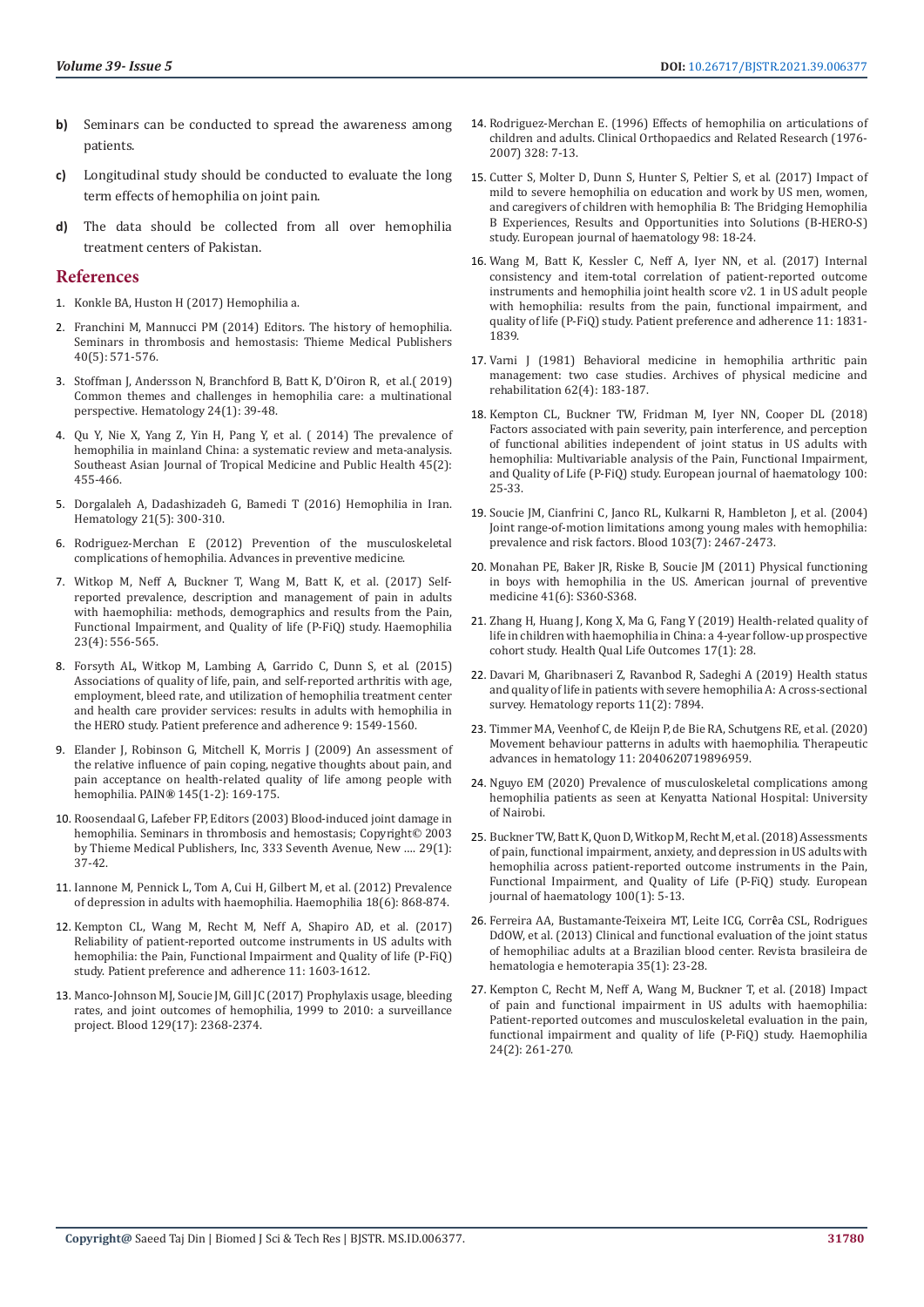b) Seminars can be conducted to spread the awareness among patients.

c) Longitudinal study should be conducted to evaluate the long term effects of hemophilia on joint pain.

d) The data should be collected from all over hemophilia treatment centers of Pakistan.

## References

1. Konkle BA, Huston H (2017) Hemophilia a.
2. Franchini M, Mannucci PM (2014) Editors. The history of hemophilia. Seminars in thrombosis and hemostasis: Thieme Medical Publishers 40(5): 571-576.
3. Stoffman J, Andersson N, Branchford B, Batt K, D'Oiron R, et al.( 2019) Common themes and challenges in hemophilia care: a multinational perspective. Hematology 24(1): 39-48.
4. Qu Y, Nie X, Yang Z, Yin H, Pang Y, et al. ( 2014) The prevalence of hemophilia in mainland China: a systematic review and meta-analysis. Southeast Asian Journal of Tropical Medicine and Public Health 45(2): 455-466.
5. Dorgalaleh A, Dadashizadeh G, Bamedi T (2016) Hemophilia in Iran. Hematology 21(5): 300-310.
6. Rodriguez-Merchan E (2012) Prevention of the musculoskeletal complications of hemophilia. Advances in preventive medicine.
7. Witkop M, Neff A, Buckner T, Wang M, Batt K, et al. (2017) Self-reported prevalence, description and management of pain in adults with haemophilia: methods, demographics and results from the Pain, Functional Impairment, and Quality of life (P-FiQ) study. Haemophilia 23(4): 556-565.
8. Forsyth AL, Witkop M, Lambing A, Garrido C, Dunn S, et al. (2015) Associations of quality of life, pain, and self-reported arthritis with age, employment, bleed rate, and utilization of hemophilia treatment center and health care provider services: results in adults with hemophilia in the HERO study. Patient preference and adherence 9: 1549-1560.
9. Elander J, Robinson G, Mitchell K, Morris J (2009) An assessment of the relative influence of pain coping, negative thoughts about pain, and pain acceptance on health-related quality of life among people with hemophilia. PAIN® 145(1-2): 169-175.
10. Roosendaal G, Lafeber FP, Editors (2003) Blood-induced joint damage in hemophilia. Seminars in thrombosis and hemostasis; Copyright© 2003 by Thieme Medical Publishers, Inc, 333 Seventh Avenue, New .... 29(1): 37-42.
11. Iannone M, Pennick L, Tom A, Cui H, Gilbert M, et al. (2012) Prevalence of depression in adults with haemophilia. Haemophilia 18(6): 868-874.
12. Kempton CL, Wang M, Recht M, Neff A, Shapiro AD, et al. (2017) Reliability of patient-reported outcome instruments in US adults with hemophilia: the Pain, Functional Impairment and Quality of life (P-FiQ) study. Patient preference and adherence 11: 1603-1612.
13. Manco-Johnson MJ, Soucie JM, Gill JC (2017) Prophylaxis usage, bleeding rates, and joint outcomes of hemophilia, 1999 to 2010: a surveillance project. Blood 129(17): 2368-2374.
14. Rodriguez-Merchan E. (1996) Effects of hemophilia on articulations of children and adults. Clinical Orthopaedics and Related Research (1976-2007) 328: 7-13.
15. Cutter S, Molter D, Dunn S, Hunter S, Peltier S, et al. (2017) Impact of mild to severe hemophilia on education and work by US men, women, and caregivers of children with hemophilia B: The Bridging Hemophilia B Experiences, Results and Opportunities into Solutions (B-HERO-S) study. European journal of haematology 98: 18-24.
16. Wang M, Batt K, Kessler C, Neff A, Iyer NN, et al. (2017) Internal consistency and item-total correlation of patient-reported outcome instruments and hemophilia joint health score v2. 1 in US adult people with hemophilia: results from the pain, functional impairment, and quality of life (P-FiQ) study. Patient preference and adherence 11: 1831-1839.
17. Varni J (1981) Behavioral medicine in hemophilia arthritic pain management: two case studies. Archives of physical medicine and rehabilitation 62(4): 183-187.
18. Kempton CL, Buckner TW, Fridman M, Iyer NN, Cooper DL (2018) Factors associated with pain severity, pain interference, and perception of functional abilities independent of joint status in US adults with hemophilia: Multivariable analysis of the Pain, Functional Impairment, and Quality of Life (P-FiQ) study. European journal of haematology 100: 25-33.
19. Soucie JM, Cianfrini C, Janco RL, Kulkarni R, Hambleton J, et al. (2004) Joint range-of-motion limitations among young males with hemophilia: prevalence and risk factors. Blood 103(7): 2467-2473.
20. Monahan PE, Baker JR, Riske B, Soucie JM (2011) Physical functioning in boys with hemophilia in the US. American journal of preventive medicine 41(6): S360-S368.
21. Zhang H, Huang J, Kong X, Ma G, Fang Y (2019) Health-related quality of life in children with haemophilia in China: a 4-year follow-up prospective cohort study. Health Qual Life Outcomes 17(1): 28.
22. Davari M, Gharibnaseri Z, Ravanbod R, Sadeghi A (2019) Health status and quality of life in patients with severe hemophilia A: A cross-sectional survey. Hematology reports 11(2): 7894.
23. Timmer MA, Veenhof C, de Kleijn P, de Bie RA, Schutgens RE, et al. (2020) Movement behaviour patterns in adults with haemophilia. Therapeutic advances in hematology 11: 2040620719896959.
24. Nguyo EM (2020) Prevalence of musculoskeletal complications among hemophilia patients as seen at Kenyatta National Hospital: University of Nairobi.
25. Buckner TW, Batt K, Quon D, Witkop M, Recht M, et al. (2018) Assessments of pain, functional impairment, anxiety, and depression in US adults with hemophilia across patient-reported outcome instruments in the Pain, Functional Impairment, and Quality of Life (P-FiQ) study. European journal of haematology 100(1): 5-13.
26. Ferreira AA, Bustamante-Teixeira MT, Leite ICG, Corrêa CSL, Rodrigues DdOW, et al. (2013) Clinical and functional evaluation of the joint status of hemophiliac adults at a Brazilian blood center. Revista brasileira de hematologia e hemoterapia 35(1): 23-28.
27. Kempton C, Recht M, Neff A, Wang M, Buckner T, et al. (2018) Impact of pain and functional impairment in US adults with haemophilia: Patient-reported outcomes and musculoskeletal evaluation in the pain, functional impairment and quality of life (P-FiQ) study. Haemophilia 24(2): 261-270.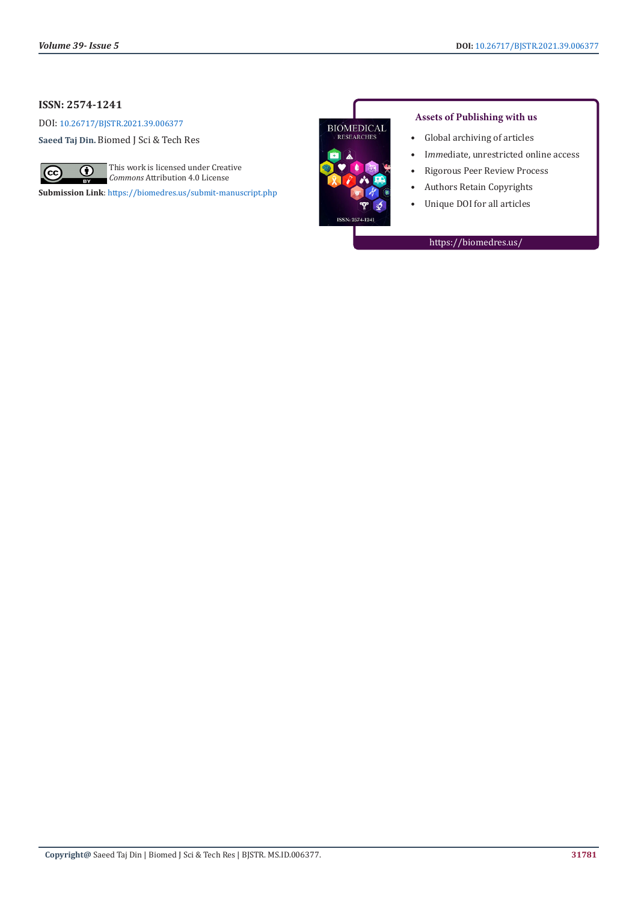**ISSN: 2574-1241**

DOI: 10.26717/BJSTR.2021.39.006377

**Saeed Taj Din.** Biomed J Sci & Tech Res

This work is licensed under Creative *Commons* Attribution 4.0 License

**Submission Link**: https://biomedres.us/submit-manuscript.php

### Assets of Publishing with us

- Global archiving of articles
- Immediate, unrestricted online access
- Rigorous Peer Review Process
- Authors Retain Copyrights
- Unique DOI for all articles

https://biomedres.us/